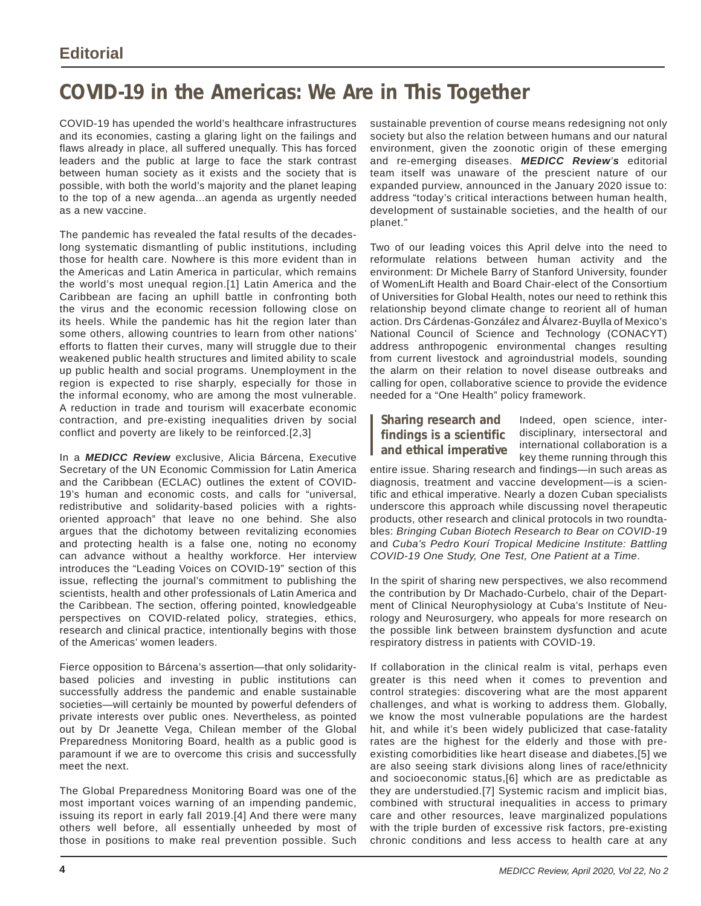Editorial

# COVID-19 in the Americas: We Are in This Together

COVID-19 has upended the world's healthcare infrastructures and its economies, casting a glaring light on the failings and flaws already in place, all suffered unequally. This has forced leaders and the public at large to face the stark contrast between human society as it exists and the society that is possible, with both the world's majority and the planet leaping to the top of a new agenda...an agenda as urgently needed as a new vaccine.

The pandemic has revealed the fatal results of the decades-long systematic dismantling of public institutions, including those for health care. Nowhere is this more evident than in the Americas and Latin America in particular, which remains the world's most unequal region.[1] Latin America and the Caribbean are facing an uphill battle in confronting both the virus and the economic recession following close on its heels. While the pandemic has hit the region later than some others, allowing countries to learn from other nations' efforts to flatten their curves, many will struggle due to their weakened public health structures and limited ability to scale up public health and social programs. Unemployment in the region is expected to rise sharply, especially for those in the informal economy, who are among the most vulnerable. A reduction in trade and tourism will exacerbate economic contraction, and pre-existing inequalities driven by social conflict and poverty are likely to be reinforced.[2,3]

In a ***MEDICC Review*** exclusive, Alicia Bárcena, Executive Secretary of the UN Economic Commission for Latin America and the Caribbean (ECLAC) outlines the extent of COVID-19's human and economic costs, and calls for "universal, redistributive and solidarity-based policies with a rights-oriented approach" that leave no one behind. She also argues that the dichotomy between revitalizing economies and protecting health is a false one, noting no economy can advance without a healthy workforce. Her interview introduces the "Leading Voices on COVID-19" section of this issue, reflecting the journal's commitment to publishing the scientists, health and other professionals of Latin America and the Caribbean. The section, offering pointed, knowledgeable perspectives on COVID-related policy, strategies, ethics, research and clinical practice, intentionally begins with those of the Americas' women leaders.

Fierce opposition to Bárcena's assertion—that only solidarity-based policies and investing in public institutions can successfully address the pandemic and enable sustainable societies—will certainly be mounted by powerful defenders of private interests over public ones. Nevertheless, as pointed out by Dr Jeanette Vega, Chilean member of the Global Preparedness Monitoring Board, health as a public good is paramount if we are to overcome this crisis and successfully meet the next.

The Global Preparedness Monitoring Board was one of the most important voices warning of an impending pandemic, issuing its report in early fall 2019.[4] And there were many others well before, all essentially unheeded by most of those in positions to make real prevention possible. Such sustainable prevention of course means redesigning not only society but also the relation between humans and our natural environment, given the zoonotic origin of these emerging and re-emerging diseases. ***MEDICC Review's*** editorial team itself was unaware of the prescient nature of our expanded purview, announced in the January 2020 issue to: address "today's critical interactions between human health, development of sustainable societies, and the health of our planet."

Two of our leading voices this April delve into the need to reformulate relations between human activity and the environment: Dr Michele Barry of Stanford University, founder of WomenLift Health and Board Chair-elect of the Consortium of Universities for Global Health, notes our need to rethink this relationship beyond climate change to reorient all of human action. Drs Cárdenas-González and Álvarez-Buylla of Mexico's National Council of Science and Technology (CONACYT) address anthropogenic environmental changes resulting from current livestock and agroindustrial models, sounding the alarm on their relation to novel disease outbreaks and calling for open, collaborative science to provide the evidence needed for a "One Health" policy framework.

> **Sharing research and findings is a scientific and ethical imperative**

Indeed, open science, interdisciplinary, intersectoral and international collaboration is a key theme running through this entire issue. Sharing research and findings—in such areas as diagnosis, treatment and vaccine development—is a scientific and ethical imperative. Nearly a dozen Cuban specialists underscore this approach while discussing novel therapeutic products, other research and clinical protocols in two roundtables: *Bringing Cuban Biotech Research to Bear on COVID-19* and *Cuba's Pedro Kourí Tropical Medicine Institute: Battling COVID-19 One Study, One Test, One Patient at a Time*.

In the spirit of sharing new perspectives, we also recommend the contribution by Dr Machado-Curbelo, chair of the Department of Clinical Neurophysiology at Cuba's Institute of Neurology and Neurosurgery, who appeals for more research on the possible link between brainstem dysfunction and acute respiratory distress in patients with COVID-19.

If collaboration in the clinical realm is vital, perhaps even greater is this need when it comes to prevention and control strategies: discovering what are the most apparent challenges, and what is working to address them. Globally, we know the most vulnerable populations are the hardest hit, and while it's been widely publicized that case-fatality rates are the highest for the elderly and those with pre-existing comorbidities like heart disease and diabetes,[5] we are also seeing stark divisions along lines of race/ethnicity and socioeconomic status,[6] which are as predictable as they are understudied.[7] Systemic racism and implicit bias, combined with structural inequalities in access to primary care and other resources, leave marginalized populations with the triple burden of excessive risk factors, pre-existing chronic conditions and less access to health care at any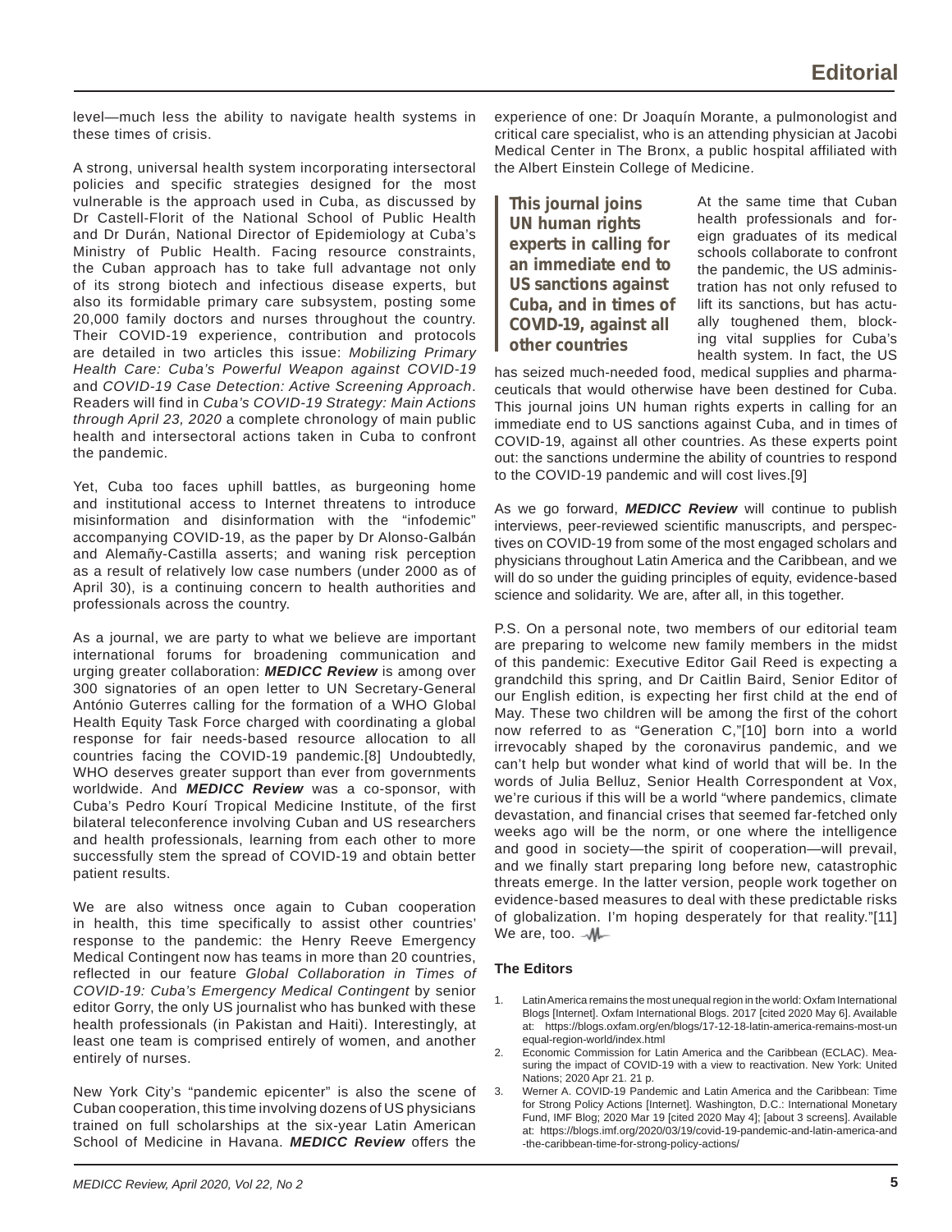level—much less the ability to navigate health systems in these times of crisis.

A strong, universal health system incorporating intersectoral policies and specific strategies designed for the most vulnerable is the approach used in Cuba, as discussed by Dr Castell-Florit of the National School of Public Health and Dr Durán, National Director of Epidemiology at Cuba's Ministry of Public Health. Facing resource constraints, the Cuban approach has to take full advantage not only of its strong biotech and infectious disease experts, but also its formidable primary care subsystem, posting some 20,000 family doctors and nurses throughout the country. Their COVID-19 experience, contribution and protocols are detailed in two articles this issue: *Mobilizing Primary Health Care: Cuba's Powerful Weapon against COVID-19* and *COVID-19 Case Detection: Active Screening Approach*. Readers will find in *Cuba's COVID-19 Strategy: Main Actions through April 23, 2020* a complete chronology of main public health and intersectoral actions taken in Cuba to confront the pandemic.

Yet, Cuba too faces uphill battles, as burgeoning home and institutional access to Internet threatens to introduce misinformation and disinformation with the "infodemic" accompanying COVID-19, as the paper by Dr Alonso-Galbán and Alemañy-Castilla asserts; and waning risk perception as a result of relatively low case numbers (under 2000 as of April 30), is a continuing concern to health authorities and professionals across the country.

As a journal, we are party to what we believe are important international forums for broadening communication and urging greater collaboration: ***MEDICC Review*** is among over 300 signatories of an open letter to UN Secretary-General António Guterres calling for the formation of a WHO Global Health Equity Task Force charged with coordinating a global response for fair needs-based resource allocation to all countries facing the COVID-19 pandemic.[8] Undoubtedly, WHO deserves greater support than ever from governments worldwide. And ***MEDICC Review*** was a co-sponsor, with Cuba's Pedro Kourí Tropical Medicine Institute, of the first bilateral teleconference involving Cuban and US researchers and health professionals, learning from each other to more successfully stem the spread of COVID-19 and obtain better patient results.

We are also witness once again to Cuban cooperation in health, this time specifically to assist other countries' response to the pandemic: the Henry Reeve Emergency Medical Contingent now has teams in more than 20 countries, reflected in our feature *Global Collaboration in Times of COVID-19: Cuba's Emergency Medical Contingent* by senior editor Gorry, the only US journalist who has bunked with these health professionals (in Pakistan and Haiti). Interestingly, at least one team is comprised entirely of women, and another entirely of nurses.

New York City's "pandemic epicenter" is also the scene of Cuban cooperation, this time involving dozens of US physicians trained on full scholarships at the six-year Latin American School of Medicine in Havana. ***MEDICC Review*** offers the experience of one: Dr Joaquín Morante, a pulmonologist and critical care specialist, who is an attending physician at Jacobi Medical Center in The Bronx, a public hospital affiliated with the Albert Einstein College of Medicine.

> **This journal joins UN human rights experts in calling for an immediate end to US sanctions against Cuba, and in times of COVID-19, against all other countries**

At the same time that Cuban health professionals and foreign graduates of its medical schools collaborate to confront the pandemic, the US administration has not only refused to lift its sanctions, but has actually toughened them, blocking vital supplies for Cuba's health system. In fact, the US has seized much-needed food, medical supplies and pharmaceuticals that would otherwise have been destined for Cuba. This journal joins UN human rights experts in calling for an immediate end to US sanctions against Cuba, and in times of COVID-19, against all other countries. As these experts point out: the sanctions undermine the ability of countries to respond to the COVID-19 pandemic and will cost lives.[9]

As we go forward, ***MEDICC Review*** will continue to publish interviews, peer-reviewed scientific manuscripts, and perspectives on COVID-19 from some of the most engaged scholars and physicians throughout Latin America and the Caribbean, and we will do so under the guiding principles of equity, evidence-based science and solidarity. We are, after all, in this together.

P.S. On a personal note, two members of our editorial team are preparing to welcome new family members in the midst of this pandemic: Executive Editor Gail Reed is expecting a grandchild this spring, and Dr Caitlin Baird, Senior Editor of our English edition, is expecting her first child at the end of May. These two children will be among the first of the cohort now referred to as "Generation C,"[10] born into a world irrevocably shaped by the coronavirus pandemic, and we can't help but wonder what kind of world that will be. In the words of Julia Belluz, Senior Health Correspondent at Vox, we're curious if this will be a world "where pandemics, climate devastation, and financial crises that seemed far-fetched only weeks ago will be the norm, or one where the intelligence and good in society—the spirit of cooperation—will prevail, and we finally start preparing long before new, catastrophic threats emerge. In the latter version, people work together on evidence-based measures to deal with these predictable risks of globalization. I'm hoping desperately for that reality."[11] We are, too.

**The Editors**

1. Latin America remains the most unequal region in the world: Oxfam International Blogs [Internet]. Oxfam International Blogs. 2017 [cited 2020 May 6]. Available at: https://blogs.oxfam.org/en/blogs/17-12-18-latin-america-remains-most-unequal-region-world/index.html
2. Economic Commission for Latin America and the Caribbean (ECLAC). Measuring the impact of COVID-19 with a view to reactivation. New York: United Nations; 2020 Apr 21. 21 p.
3. Werner A. COVID-19 Pandemic and Latin America and the Caribbean: Time for Strong Policy Actions [Internet]. Washington, D.C.: International Monetary Fund, IMF Blog; 2020 Mar 19 [cited 2020 May 4]; [about 3 screens]. Available at: https://blogs.imf.org/2020/03/19/covid-19-pandemic-and-latin-america-and-the-caribbean-time-for-strong-policy-actions/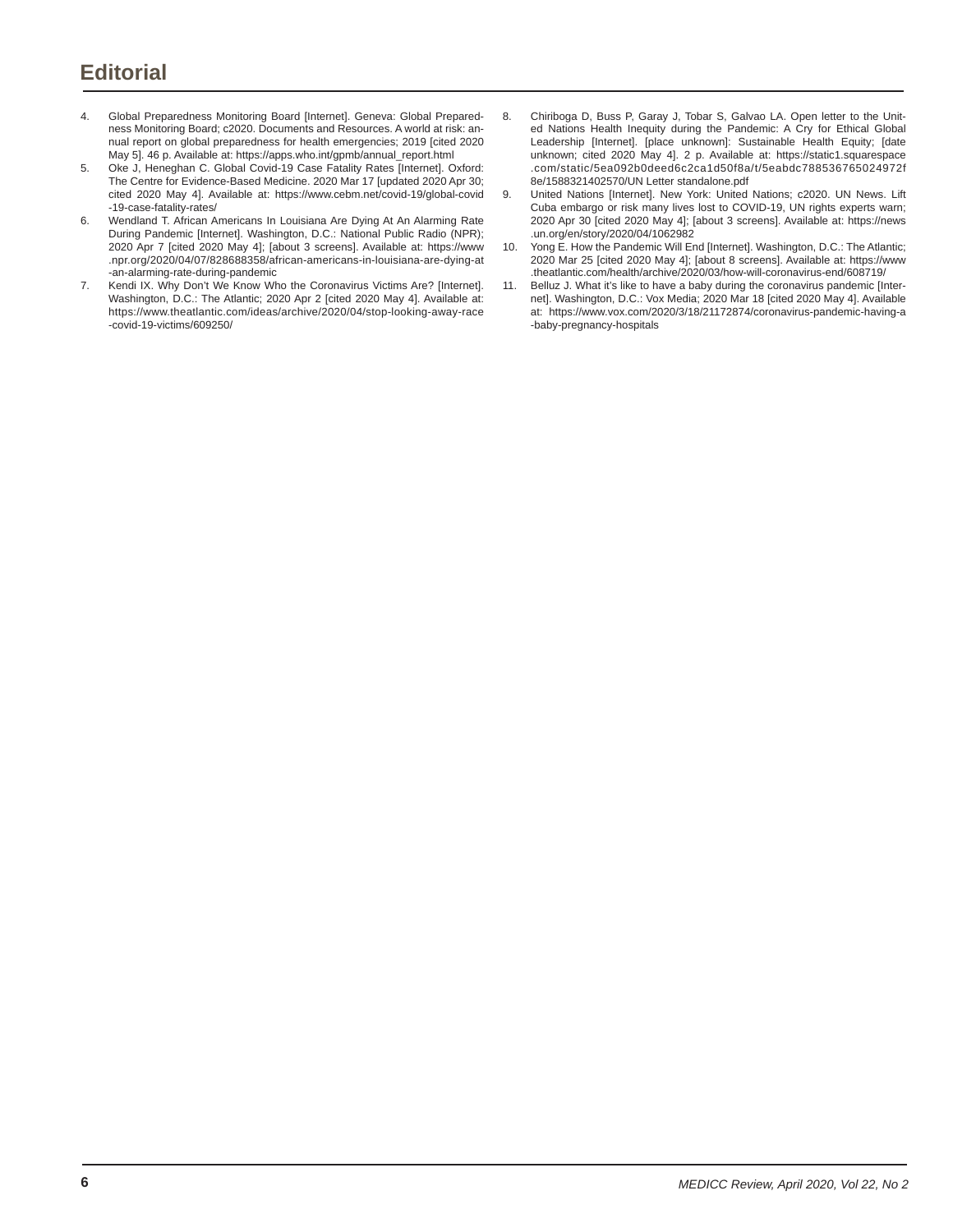4. Global Preparedness Monitoring Board [Internet]. Geneva: Global Preparedness Monitoring Board; c2020. Documents and Resources. A world at risk: annual report on global preparedness for health emergencies; 2019 [cited 2020 May 5]. 46 p. Available at: https://apps.who.int/gpmb/annual_report.html
5. Oke J, Heneghan C. Global Covid-19 Case Fatality Rates [Internet]. Oxford: The Centre for Evidence-Based Medicine. 2020 Mar 17 [updated 2020 Apr 30; cited 2020 May 4]. Available at: https://www.cebm.net/covid-19/global-covid-19-case-fatality-rates/
6. Wendland T. African Americans In Louisiana Are Dying At An Alarming Rate During Pandemic [Internet]. Washington, D.C.: National Public Radio (NPR); 2020 Apr 7 [cited 2020 May 4]; [about 3 screens]. Available at: https://www.npr.org/2020/04/07/828688358/african-americans-in-louisiana-are-dying-at-an-alarming-rate-during-pandemic
7. Kendi IX. Why Don't We Know Who the Coronavirus Victims Are? [Internet]. Washington, D.C.: The Atlantic; 2020 Apr 2 [cited 2020 May 4]. Available at: https://www.theatlantic.com/ideas/archive/2020/04/stop-looking-away-race-covid-19-victims/609250/
8. Chiriboga D, Buss P, Garay J, Tobar S, Galvao LA. Open letter to the United Nations Health Inequity during the Pandemic: A Cry for Ethical Global Leadership [Internet]. [place unknown]: Sustainable Health Equity; [date unknown; cited 2020 May 4]. 2 p. Available at: https://static1.squarespace.com/static/5ea092b0deed6c2ca1d50f8a/t/5eabdc788536765024972f8e/1588321402570/UN Letter standalone.pdf
9. United Nations [Internet]. New York: United Nations; c2020. UN News. Lift Cuba embargo or risk many lives lost to COVID-19, UN rights experts warn; 2020 Apr 30 [cited 2020 May 4]; [about 3 screens]. Available at: https://news.un.org/en/story/2020/04/1062982
10. Yong E. How the Pandemic Will End [Internet]. Washington, D.C.: The Atlantic; 2020 Mar 25 [cited 2020 May 4]; [about 8 screens]. Available at: https://www.theatlantic.com/health/archive/2020/03/how-will-coronavirus-end/608719/
11. Belluz J. What it's like to have a baby during the coronavirus pandemic [Internet]. Washington, D.C.: Vox Media; 2020 Mar 18 [cited 2020 May 4]. Available at: https://www.vox.com/2020/3/18/21172874/coronavirus-pandemic-having-a-baby-pregnancy-hospitals